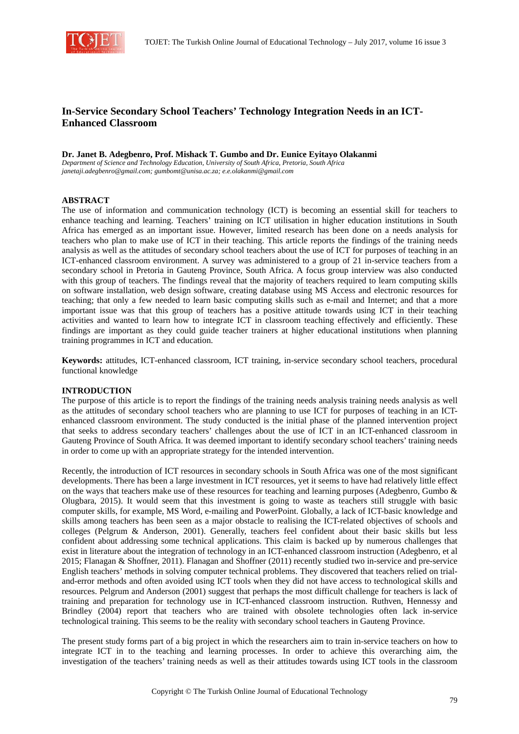# In-Service Secondary School Teachers' Technology Integration Needs in an ICT-Enhanced Classroom

**Dr. Janet B. Adegbenro, Prof. Mishack T. Gumbo and Dr. Eunice Eyitayo Olakanmi**

*Department of Science and Technology Education, University of South Africa, Pretoria, South Africa*
*janetaji.adegbenro@gmail.com; gumbomt@unisa.ac.za; e.e.olakanmi@gmail.com*

## ABSTRACT

The use of information and communication technology (ICT) is becoming an essential skill for teachers to enhance teaching and learning. Teachers' training on ICT utilisation in higher education institutions in South Africa has emerged as an important issue. However, limited research has been done on a needs analysis for teachers who plan to make use of ICT in their teaching. This article reports the findings of the training needs analysis as well as the attitudes of secondary school teachers about the use of ICT for purposes of teaching in an ICT-enhanced classroom environment. A survey was administered to a group of 21 in-service teachers from a secondary school in Pretoria in Gauteng Province, South Africa. A focus group interview was also conducted with this group of teachers. The findings reveal that the majority of teachers required to learn computing skills on software installation, web design software, creating database using MS Access and electronic resources for teaching; that only a few needed to learn basic computing skills such as e-mail and Internet; and that a more important issue was that this group of teachers has a positive attitude towards using ICT in their teaching activities and wanted to learn how to integrate ICT in classroom teaching effectively and efficiently. These findings are important as they could guide teacher trainers at higher educational institutions when planning training programmes in ICT and education.

**Keywords:** attitudes, ICT-enhanced classroom, ICT training, in-service secondary school teachers, procedural functional knowledge

## INTRODUCTION

The purpose of this article is to report the findings of the training needs analysis training needs analysis as well as the attitudes of secondary school teachers who are planning to use ICT for purposes of teaching in an ICT-enhanced classroom environment. The study conducted is the initial phase of the planned intervention project that seeks to address secondary teachers' challenges about the use of ICT in an ICT-enhanced classroom in Gauteng Province of South Africa. It was deemed important to identify secondary school teachers' training needs in order to come up with an appropriate strategy for the intended intervention.

Recently, the introduction of ICT resources in secondary schools in South Africa was one of the most significant developments. There has been a large investment in ICT resources, yet it seems to have had relatively little effect on the ways that teachers make use of these resources for teaching and learning purposes (Adegbenro, Gumbo & Olugbara, 2015). It would seem that this investment is going to waste as teachers still struggle with basic computer skills, for example, MS Word, e-mailing and PowerPoint. Globally, a lack of ICT-basic knowledge and skills among teachers has been seen as a major obstacle to realising the ICT-related objectives of schools and colleges (Pelgrum & Anderson, 2001). Generally, teachers feel confident about their basic skills but less confident about addressing some technical applications. This claim is backed up by numerous challenges that exist in literature about the integration of technology in an ICT-enhanced classroom instruction (Adegbenro, et al 2015; Flanagan & Shoffner, 2011). Flanagan and Shoffner (2011) recently studied two in-service and pre-service English teachers' methods in solving computer technical problems. They discovered that teachers relied on trial-and-error methods and often avoided using ICT tools when they did not have access to technological skills and resources. Pelgrum and Anderson (2001) suggest that perhaps the most difficult challenge for teachers is lack of training and preparation for technology use in ICT-enhanced classroom instruction. Ruthven, Hennessy and Brindley (2004) report that teachers who are trained with obsolete technologies often lack in-service technological training. This seems to be the reality with secondary school teachers in Gauteng Province.

The present study forms part of a big project in which the researchers aim to train in-service teachers on how to integrate ICT in to the teaching and learning processes. In order to achieve this overarching aim, the investigation of the teachers' training needs as well as their attitudes towards using ICT tools in the classroom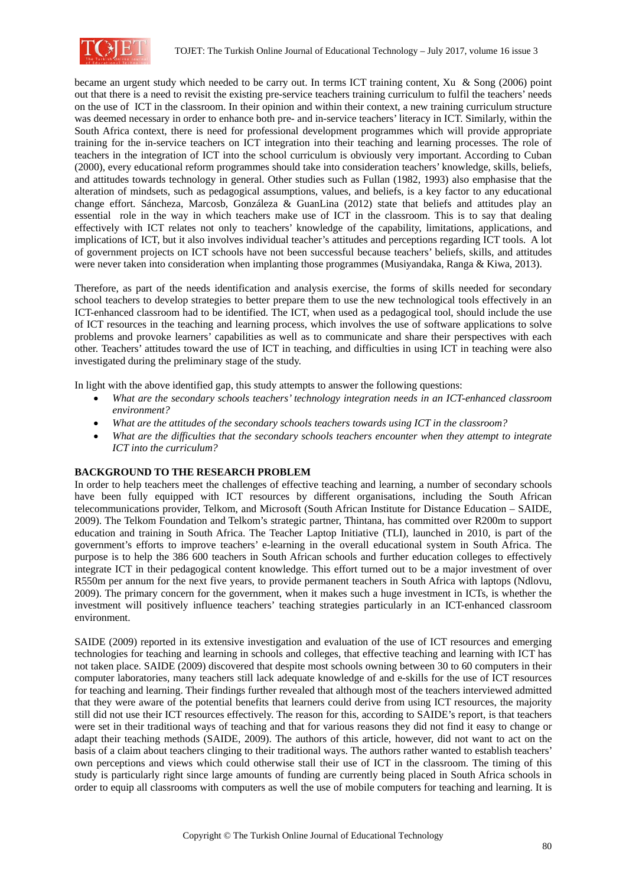became an urgent study which needed to be carry out. In terms ICT training content, Xu & Song (2006) point out that there is a need to revisit the existing pre-service teachers training curriculum to fulfil the teachers' needs on the use of ICT in the classroom. In their opinion and within their context, a new training curriculum structure was deemed necessary in order to enhance both pre- and in-service teachers' literacy in ICT. Similarly, within the South Africa context, there is need for professional development programmes which will provide appropriate training for the in-service teachers on ICT integration into their teaching and learning processes. The role of teachers in the integration of ICT into the school curriculum is obviously very important. According to Cuban (2000), every educational reform programmes should take into consideration teachers' knowledge, skills, beliefs, and attitudes towards technology in general. Other studies such as Fullan (1982, 1993) also emphasise that the alteration of mindsets, such as pedagogical assumptions, values, and beliefs, is a key factor to any educational change effort. Sáncheza, Marcosb, Gonzáleza & GuanLina (2012) state that beliefs and attitudes play an essential role in the way in which teachers make use of ICT in the classroom. This is to say that dealing effectively with ICT relates not only to teachers' knowledge of the capability, limitations, applications, and implications of ICT, but it also involves individual teacher's attitudes and perceptions regarding ICT tools. A lot of government projects on ICT schools have not been successful because teachers' beliefs, skills, and attitudes were never taken into consideration when implanting those programmes (Musiyandaka, Ranga & Kiwa, 2013).

Therefore, as part of the needs identification and analysis exercise, the forms of skills needed for secondary school teachers to develop strategies to better prepare them to use the new technological tools effectively in an ICT-enhanced classroom had to be identified. The ICT, when used as a pedagogical tool, should include the use of ICT resources in the teaching and learning process, which involves the use of software applications to solve problems and provoke learners' capabilities as well as to communicate and share their perspectives with each other. Teachers' attitudes toward the use of ICT in teaching, and difficulties in using ICT in teaching were also investigated during the preliminary stage of the study.

In light with the above identified gap, this study attempts to answer the following questions:

- *What are the secondary schools teachers' technology integration needs in an ICT-enhanced classroom environment?*
- *What are the attitudes of the secondary schools teachers towards using ICT in the classroom?*
- *What are the difficulties that the secondary schools teachers encounter when they attempt to integrate ICT into the curriculum?*

## BACKGROUND TO THE RESEARCH PROBLEM

In order to help teachers meet the challenges of effective teaching and learning, a number of secondary schools have been fully equipped with ICT resources by different organisations, including the South African telecommunications provider, Telkom, and Microsoft (South African Institute for Distance Education – SAIDE, 2009). The Telkom Foundation and Telkom's strategic partner, Thintana, has committed over R200m to support education and training in South Africa. The Teacher Laptop Initiative (TLI), launched in 2010, is part of the government's efforts to improve teachers' e-learning in the overall educational system in South Africa. The purpose is to help the 386 600 teachers in South African schools and further education colleges to effectively integrate ICT in their pedagogical content knowledge. This effort turned out to be a major investment of over R550m per annum for the next five years, to provide permanent teachers in South Africa with laptops (Ndlovu, 2009). The primary concern for the government, when it makes such a huge investment in ICTs, is whether the investment will positively influence teachers' teaching strategies particularly in an ICT-enhanced classroom environment.

SAIDE (2009) reported in its extensive investigation and evaluation of the use of ICT resources and emerging technologies for teaching and learning in schools and colleges, that effective teaching and learning with ICT has not taken place. SAIDE (2009) discovered that despite most schools owning between 30 to 60 computers in their computer laboratories, many teachers still lack adequate knowledge of and e-skills for the use of ICT resources for teaching and learning. Their findings further revealed that although most of the teachers interviewed admitted that they were aware of the potential benefits that learners could derive from using ICT resources, the majority still did not use their ICT resources effectively. The reason for this, according to SAIDE's report, is that teachers were set in their traditional ways of teaching and that for various reasons they did not find it easy to change or adapt their teaching methods (SAIDE, 2009). The authors of this article, however, did not want to act on the basis of a claim about teachers clinging to their traditional ways. The authors rather wanted to establish teachers' own perceptions and views which could otherwise stall their use of ICT in the classroom. The timing of this study is particularly right since large amounts of funding are currently being placed in South Africa schools in order to equip all classrooms with computers as well the use of mobile computers for teaching and learning. It is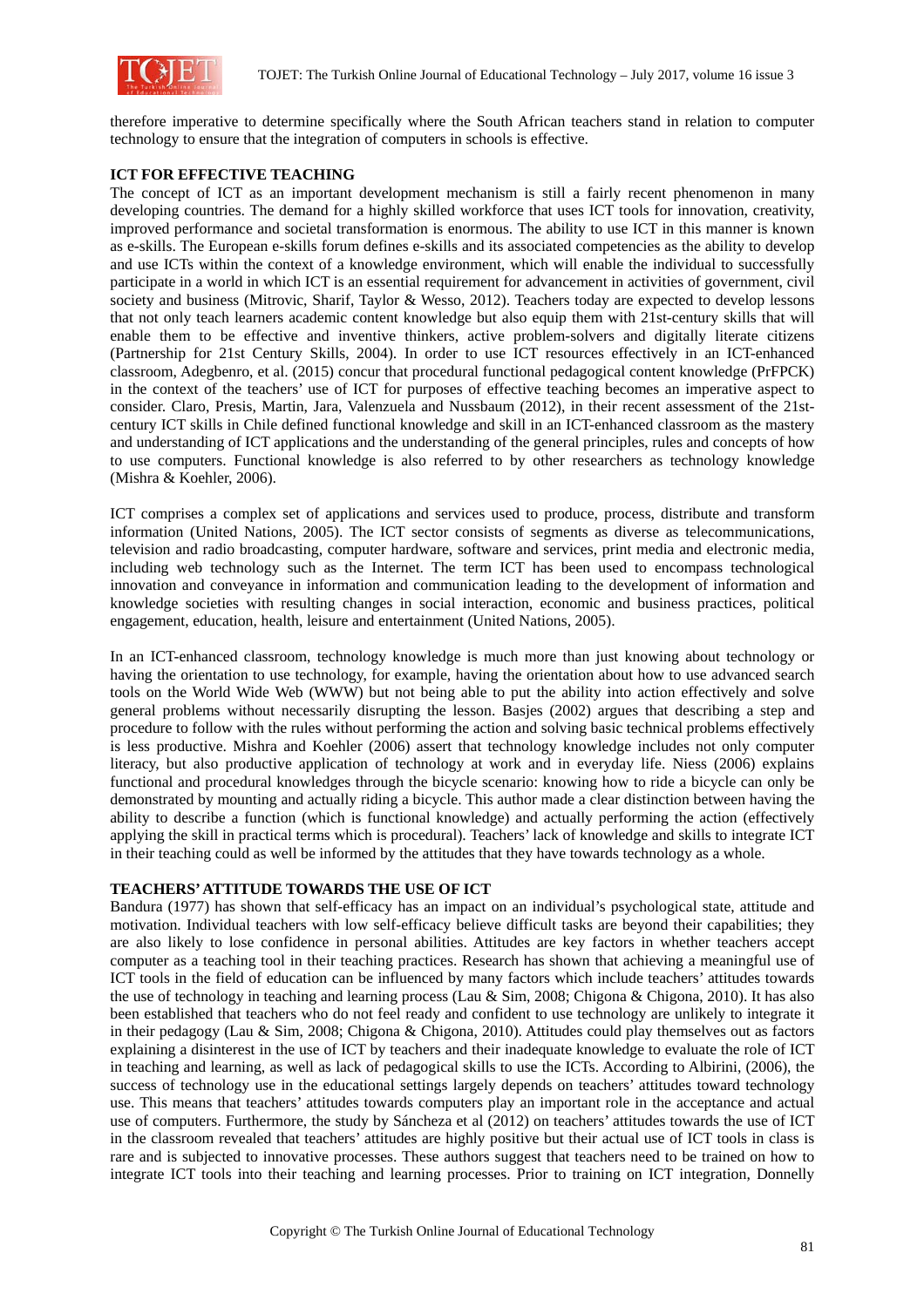therefore imperative to determine specifically where the South African teachers stand in relation to computer technology to ensure that the integration of computers in schools is effective.

## ICT FOR EFFECTIVE TEACHING

The concept of ICT as an important development mechanism is still a fairly recent phenomenon in many developing countries. The demand for a highly skilled workforce that uses ICT tools for innovation, creativity, improved performance and societal transformation is enormous. The ability to use ICT in this manner is known as e-skills. The European e-skills forum defines e-skills and its associated competencies as the ability to develop and use ICTs within the context of a knowledge environment, which will enable the individual to successfully participate in a world in which ICT is an essential requirement for advancement in activities of government, civil society and business (Mitrovic, Sharif, Taylor & Wesso, 2012). Teachers today are expected to develop lessons that not only teach learners academic content knowledge but also equip them with 21st-century skills that will enable them to be effective and inventive thinkers, active problem-solvers and digitally literate citizens (Partnership for 21st Century Skills, 2004). In order to use ICT resources effectively in an ICT-enhanced classroom, Adegbenro, et al. (2015) concur that procedural functional pedagogical content knowledge (PrFPCK) in the context of the teachers' use of ICT for purposes of effective teaching becomes an imperative aspect to consider. Claro, Presis, Martin, Jara, Valenzuela and Nussbaum (2012), in their recent assessment of the 21st-century ICT skills in Chile defined functional knowledge and skill in an ICT-enhanced classroom as the mastery and understanding of ICT applications and the understanding of the general principles, rules and concepts of how to use computers. Functional knowledge is also referred to by other researchers as technology knowledge (Mishra & Koehler, 2006).

ICT comprises a complex set of applications and services used to produce, process, distribute and transform information (United Nations, 2005). The ICT sector consists of segments as diverse as telecommunications, television and radio broadcasting, computer hardware, software and services, print media and electronic media, including web technology such as the Internet. The term ICT has been used to encompass technological innovation and conveyance in information and communication leading to the development of information and knowledge societies with resulting changes in social interaction, economic and business practices, political engagement, education, health, leisure and entertainment (United Nations, 2005).

In an ICT-enhanced classroom, technology knowledge is much more than just knowing about technology or having the orientation to use technology, for example, having the orientation about how to use advanced search tools on the World Wide Web (WWW) but not being able to put the ability into action effectively and solve general problems without necessarily disrupting the lesson. Basjes (2002) argues that describing a step and procedure to follow with the rules without performing the action and solving basic technical problems effectively is less productive. Mishra and Koehler (2006) assert that technology knowledge includes not only computer literacy, but also productive application of technology at work and in everyday life. Niess (2006) explains functional and procedural knowledges through the bicycle scenario: knowing how to ride a bicycle can only be demonstrated by mounting and actually riding a bicycle. This author made a clear distinction between having the ability to describe a function (which is functional knowledge) and actually performing the action (effectively applying the skill in practical terms which is procedural). Teachers' lack of knowledge and skills to integrate ICT in their teaching could as well be informed by the attitudes that they have towards technology as a whole.

## TEACHERS' ATTITUDE TOWARDS THE USE OF ICT

Bandura (1977) has shown that self-efficacy has an impact on an individual's psychological state, attitude and motivation. Individual teachers with low self-efficacy believe difficult tasks are beyond their capabilities; they are also likely to lose confidence in personal abilities. Attitudes are key factors in whether teachers accept computer as a teaching tool in their teaching practices. Research has shown that achieving a meaningful use of ICT tools in the field of education can be influenced by many factors which include teachers' attitudes towards the use of technology in teaching and learning process (Lau & Sim, 2008; Chigona & Chigona, 2010). It has also been established that teachers who do not feel ready and confident to use technology are unlikely to integrate it in their pedagogy (Lau & Sim, 2008; Chigona & Chigona, 2010). Attitudes could play themselves out as factors explaining a disinterest in the use of ICT by teachers and their inadequate knowledge to evaluate the role of ICT in teaching and learning, as well as lack of pedagogical skills to use the ICTs. According to Albirini, (2006), the success of technology use in the educational settings largely depends on teachers' attitudes toward technology use. This means that teachers' attitudes towards computers play an important role in the acceptance and actual use of computers. Furthermore, the study by Sáncheza et al (2012) on teachers' attitudes towards the use of ICT in the classroom revealed that teachers' attitudes are highly positive but their actual use of ICT tools in class is rare and is subjected to innovative processes. These authors suggest that teachers need to be trained on how to integrate ICT tools into their teaching and learning processes. Prior to training on ICT integration, Donnelly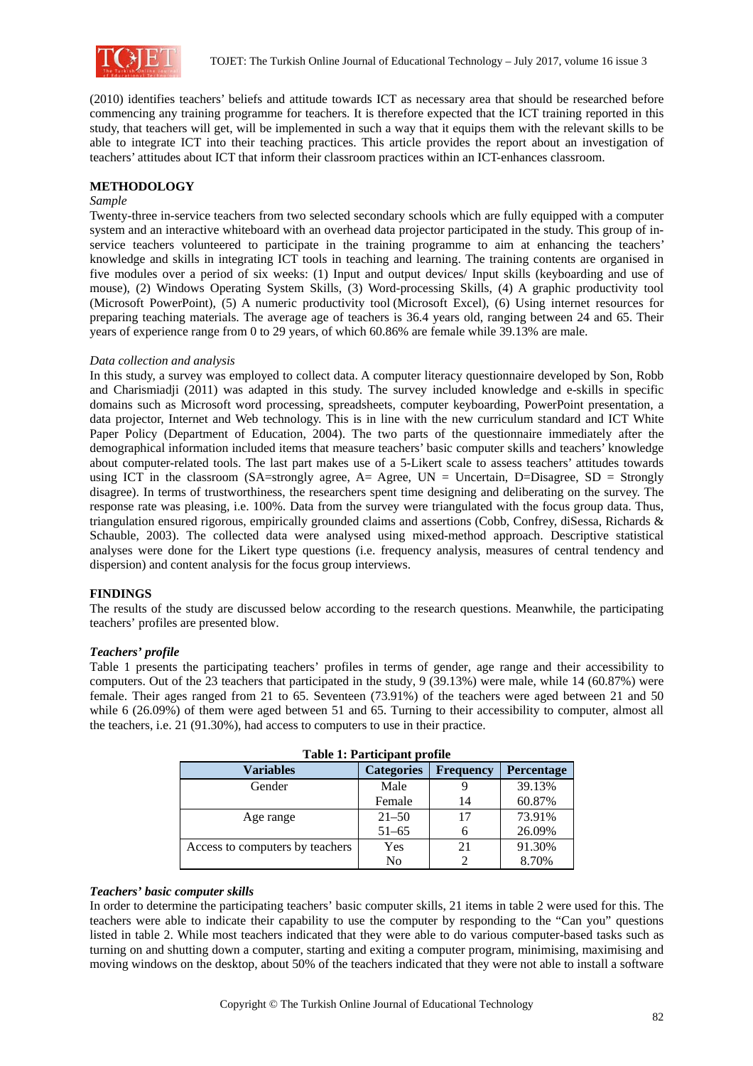(2010) identifies teachers' beliefs and attitude towards ICT as necessary area that should be researched before commencing any training programme for teachers. It is therefore expected that the ICT training reported in this study, that teachers will get, will be implemented in such a way that it equips them with the relevant skills to be able to integrate ICT into their teaching practices. This article provides the report about an investigation of teachers' attitudes about ICT that inform their classroom practices within an ICT-enhances classroom.

## METHODOLOGY

*Sample*

Twenty-three in-service teachers from two selected secondary schools which are fully equipped with a computer system and an interactive whiteboard with an overhead data projector participated in the study. This group of in-service teachers volunteered to participate in the training programme to aim at enhancing the teachers' knowledge and skills in integrating ICT tools in teaching and learning. The training contents are organised in five modules over a period of six weeks: (1) Input and output devices/ Input skills (keyboarding and use of mouse), (2) Windows Operating System Skills, (3) Word-processing Skills, (4) A graphic productivity tool (Microsoft PowerPoint), (5) A numeric productivity tool (Microsoft Excel), (6) Using internet resources for preparing teaching materials. The average age of teachers is 36.4 years old, ranging between 24 and 65. Their years of experience range from 0 to 29 years, of which 60.86% are female while 39.13% are male.

*Data collection and analysis*

In this study, a survey was employed to collect data. A computer literacy questionnaire developed by Son, Robb and Charismiadji (2011) was adapted in this study. The survey included knowledge and e-skills in specific domains such as Microsoft word processing, spreadsheets, computer keyboarding, PowerPoint presentation, a data projector, Internet and Web technology. This is in line with the new curriculum standard and ICT White Paper Policy (Department of Education, 2004). The two parts of the questionnaire immediately after the demographical information included items that measure teachers' basic computer skills and teachers' knowledge about computer-related tools. The last part makes use of a 5-Likert scale to assess teachers' attitudes towards using ICT in the classroom (SA=strongly agree, A= Agree, UN = Uncertain, D=Disagree, SD = Strongly disagree). In terms of trustworthiness, the researchers spent time designing and deliberating on the survey. The response rate was pleasing, i.e. 100%. Data from the survey were triangulated with the focus group data. Thus, triangulation ensured rigorous, empirically grounded claims and assertions (Cobb, Confrey, diSessa, Richards & Schauble, 2003). The collected data were analysed using mixed-method approach. Descriptive statistical analyses were done for the Likert type questions (i.e. frequency analysis, measures of central tendency and dispersion) and content analysis for the focus group interviews.

## FINDINGS

The results of the study are discussed below according to the research questions. Meanwhile, the participating teachers' profiles are presented blow.

### *Teachers' profile*

Table 1 presents the participating teachers' profiles in terms of gender, age range and their accessibility to computers. Out of the 23 teachers that participated in the study, 9 (39.13%) were male, while 14 (60.87%) were female. Their ages ranged from 21 to 65. Seventeen (73.91%) of the teachers were aged between 21 and 50 while 6 (26.09%) of them were aged between 51 and 65. Turning to their accessibility to computer, almost all the teachers, i.e. 21 (91.30%), had access to computers to use in their practice.

**Table 1: Participant profile**

| Variables | Categories | Frequency | Percentage |
|---|---|---|---|
| Gender | Male | 9 | 39.13% |
| | Female | 14 | 60.87% |
| Age range | 21–50 | 17 | 73.91% |
| | 51–65 | 6 | 26.09% |
| Access to computers by teachers | Yes | 21 | 91.30% |
| | No | 2 | 8.70% |

### *Teachers' basic computer skills*

In order to determine the participating teachers' basic computer skills, 21 items in table 2 were used for this. The teachers were able to indicate their capability to use the computer by responding to the "Can you" questions listed in table 2. While most teachers indicated that they were able to do various computer-based tasks such as turning on and shutting down a computer, starting and exiting a computer program, minimising, maximising and moving windows on the desktop, about 50% of the teachers indicated that they were not able to install a software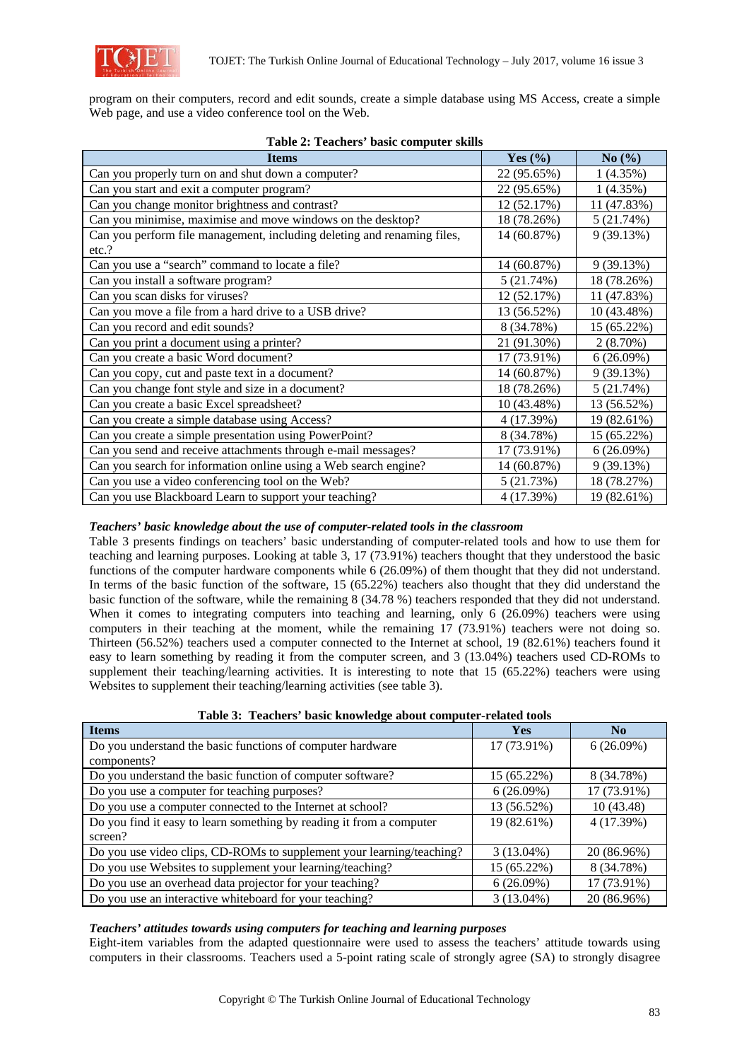program on their computers, record and edit sounds, create a simple database using MS Access, create a simple Web page, and use a video conference tool on the Web.

**Table 2: Teachers' basic computer skills**

| Items | Yes (%) | No (%) |
|---|---|---|
| Can you properly turn on and shut down a computer? | 22 (95.65%) | 1 (4.35%) |
| Can you start and exit a computer program? | 22 (95.65%) | 1 (4.35%) |
| Can you change monitor brightness and contrast? | 12 (52.17%) | 11 (47.83%) |
| Can you minimise, maximise and move windows on the desktop? | 18 (78.26%) | 5 (21.74%) |
| Can you perform file management, including deleting and renaming files, etc.? | 14 (60.87%) | 9 (39.13%) |
| Can you use a "search" command to locate a file? | 14 (60.87%) | 9 (39.13%) |
| Can you install a software program? | 5 (21.74%) | 18 (78.26%) |
| Can you scan disks for viruses? | 12 (52.17%) | 11 (47.83%) |
| Can you move a file from a hard drive to a USB drive? | 13 (56.52%) | 10 (43.48%) |
| Can you record and edit sounds? | 8 (34.78%) | 15 (65.22%) |
| Can you print a document using a printer? | 21 (91.30%) | 2 (8.70%) |
| Can you create a basic Word document? | 17 (73.91%) | 6 (26.09%) |
| Can you copy, cut and paste text in a document? | 14 (60.87%) | 9 (39.13%) |
| Can you change font style and size in a document? | 18 (78.26%) | 5 (21.74%) |
| Can you create a basic Excel spreadsheet? | 10 (43.48%) | 13 (56.52%) |
| Can you create a simple database using Access? | 4 (17.39%) | 19 (82.61%) |
| Can you create a simple presentation using PowerPoint? | 8 (34.78%) | 15 (65.22%) |
| Can you send and receive attachments through e-mail messages? | 17 (73.91%) | 6 (26.09%) |
| Can you search for information online using a Web search engine? | 14 (60.87%) | 9 (39.13%) |
| Can you use a video conferencing tool on the Web? | 5 (21.73%) | 18 (78.27%) |
| Can you use Blackboard Learn to support your teaching? | 4 (17.39%) | 19 (82.61%) |

***Teachers' basic knowledge about the use of computer-related tools in the classroom***

Table 3 presents findings on teachers' basic understanding of computer-related tools and how to use them for teaching and learning purposes. Looking at table 3, 17 (73.91%) teachers thought that they understood the basic functions of the computer hardware components while 6 (26.09%) of them thought that they did not understand. In terms of the basic function of the software, 15 (65.22%) teachers also thought that they did understand the basic function of the software, while the remaining 8 (34.78 %) teachers responded that they did not understand. When it comes to integrating computers into teaching and learning, only 6 (26.09%) teachers were using computers in their teaching at the moment, while the remaining 17 (73.91%) teachers were not doing so. Thirteen (56.52%) teachers used a computer connected to the Internet at school, 19 (82.61%) teachers found it easy to learn something by reading it from the computer screen, and 3 (13.04%) teachers used CD-ROMs to supplement their teaching/learning activities. It is interesting to note that 15 (65.22%) teachers were using Websites to supplement their teaching/learning activities (see table 3).

**Table 3: Teachers' basic knowledge about computer-related tools**

| Items | Yes | No |
|---|---|---|
| Do you understand the basic functions of computer hardware components? | 17 (73.91%) | 6 (26.09%) |
| Do you understand the basic function of computer software? | 15 (65.22%) | 8 (34.78%) |
| Do you use a computer for teaching purposes? | 6 (26.09%) | 17 (73.91%) |
| Do you use a computer connected to the Internet at school? | 13 (56.52%) | 10 (43.48) |
| Do you find it easy to learn something by reading it from a computer screen? | 19 (82.61%) | 4 (17.39%) |
| Do you use video clips, CD-ROMs to supplement your learning/teaching? | 3 (13.04%) | 20 (86.96%) |
| Do you use Websites to supplement your learning/teaching? | 15 (65.22%) | 8 (34.78%) |
| Do you use an overhead data projector for your teaching? | 6 (26.09%) | 17 (73.91%) |
| Do you use an interactive whiteboard for your teaching? | 3 (13.04%) | 20 (86.96%) |

***Teachers' attitudes towards using computers for teaching and learning purposes***

Eight-item variables from the adapted questionnaire were used to assess the teachers' attitude towards using computers in their classrooms. Teachers used a 5-point rating scale of strongly agree (SA) to strongly disagree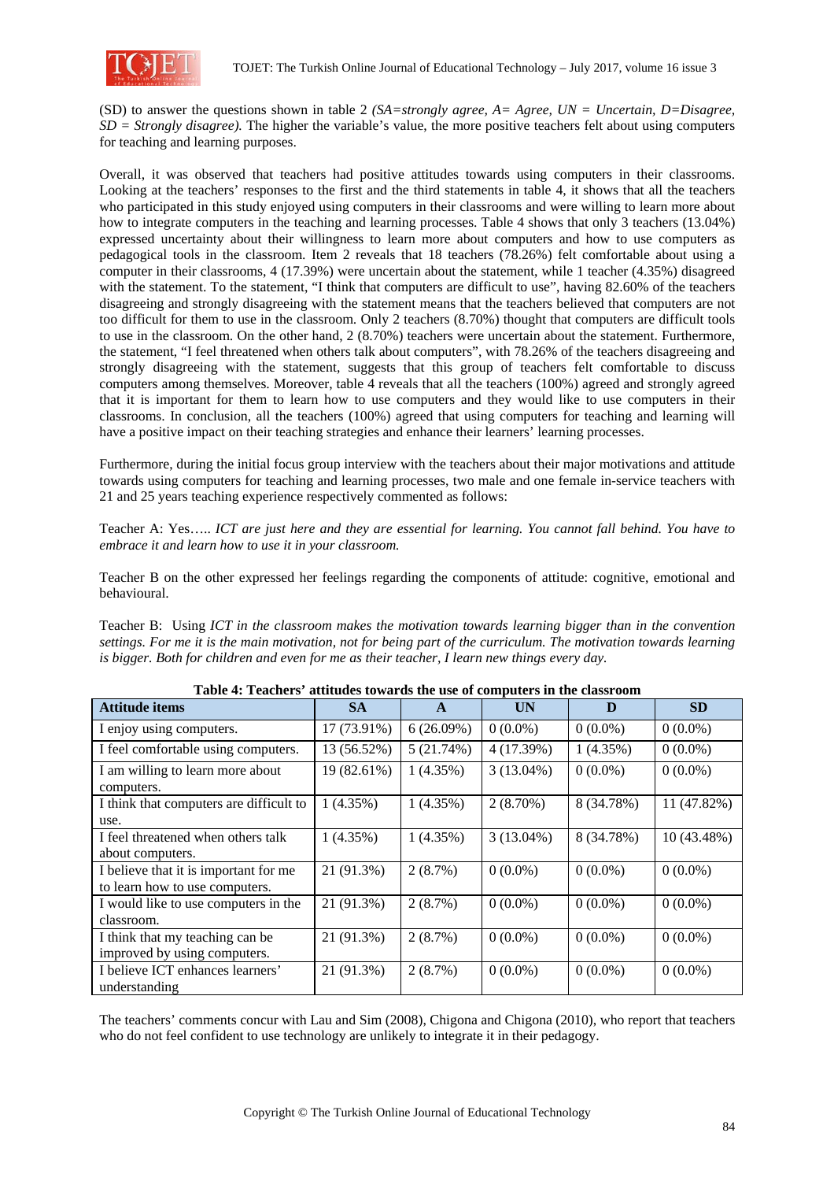(SD) to answer the questions shown in table 2 *(SA=strongly agree, A= Agree, UN = Uncertain, D=Disagree, SD = Strongly disagree).* The higher the variable's value, the more positive teachers felt about using computers for teaching and learning purposes.

Overall, it was observed that teachers had positive attitudes towards using computers in their classrooms. Looking at the teachers' responses to the first and the third statements in table 4, it shows that all the teachers who participated in this study enjoyed using computers in their classrooms and were willing to learn more about how to integrate computers in the teaching and learning processes. Table 4 shows that only 3 teachers (13.04%) expressed uncertainty about their willingness to learn more about computers and how to use computers as pedagogical tools in the classroom. Item 2 reveals that 18 teachers (78.26%) felt comfortable about using a computer in their classrooms, 4 (17.39%) were uncertain about the statement, while 1 teacher (4.35%) disagreed with the statement. To the statement, "I think that computers are difficult to use", having 82.60% of the teachers disagreeing and strongly disagreeing with the statement means that the teachers believed that computers are not too difficult for them to use in the classroom. Only 2 teachers (8.70%) thought that computers are difficult tools to use in the classroom. On the other hand, 2 (8.70%) teachers were uncertain about the statement. Furthermore, the statement, "I feel threatened when others talk about computers", with 78.26% of the teachers disagreeing and strongly disagreeing with the statement, suggests that this group of teachers felt comfortable to discuss computers among themselves. Moreover, table 4 reveals that all the teachers (100%) agreed and strongly agreed that it is important for them to learn how to use computers and they would like to use computers in their classrooms. In conclusion, all the teachers (100%) agreed that using computers for teaching and learning will have a positive impact on their teaching strategies and enhance their learners' learning processes.

Furthermore, during the initial focus group interview with the teachers about their major motivations and attitude towards using computers for teaching and learning processes, two male and one female in-service teachers with 21 and 25 years teaching experience respectively commented as follows:

Teacher A: Yes….. *ICT are just here and they are essential for learning. You cannot fall behind. You have to embrace it and learn how to use it in your classroom.*

Teacher B on the other expressed her feelings regarding the components of attitude: cognitive, emotional and behavioural.

Teacher B: Using *ICT in the classroom makes the motivation towards learning bigger than in the convention settings. For me it is the main motivation, not for being part of the curriculum. The motivation towards learning is bigger. Both for children and even for me as their teacher, I learn new things every day.*

**Table 4: Teachers' attitudes towards the use of computers in the classroom**

| Attitude items | SA | A | UN | D | SD |
|---|---|---|---|---|---|
| I enjoy using computers. | 17 (73.91%) | 6 (26.09%) | 0 (0.0%) | 0 (0.0%) | 0 (0.0%) |
| I feel comfortable using computers. | 13 (56.52%) | 5 (21.74%) | 4 (17.39%) | 1 (4.35%) | 0 (0.0%) |
| I am willing to learn more about computers. | 19 (82.61%) | 1 (4.35%) | 3 (13.04%) | 0 (0.0%) | 0 (0.0%) |
| I think that computers are difficult to use. | 1 (4.35%) | 1 (4.35%) | 2 (8.70%) | 8 (34.78%) | 11 (47.82%) |
| I feel threatened when others talk about computers. | 1 (4.35%) | 1 (4.35%) | 3 (13.04%) | 8 (34.78%) | 10 (43.48%) |
| I believe that it is important for me to learn how to use computers. | 21 (91.3%) | 2 (8.7%) | 0 (0.0%) | 0 (0.0%) | 0 (0.0%) |
| I would like to use computers in the classroom. | 21 (91.3%) | 2 (8.7%) | 0 (0.0%) | 0 (0.0%) | 0 (0.0%) |
| I think that my teaching can be improved by using computers. | 21 (91.3%) | 2 (8.7%) | 0 (0.0%) | 0 (0.0%) | 0 (0.0%) |
| I believe ICT enhances learners' understanding | 21 (91.3%) | 2 (8.7%) | 0 (0.0%) | 0 (0.0%) | 0 (0.0%) |

The teachers' comments concur with Lau and Sim (2008), Chigona and Chigona (2010), who report that teachers who do not feel confident to use technology are unlikely to integrate it in their pedagogy.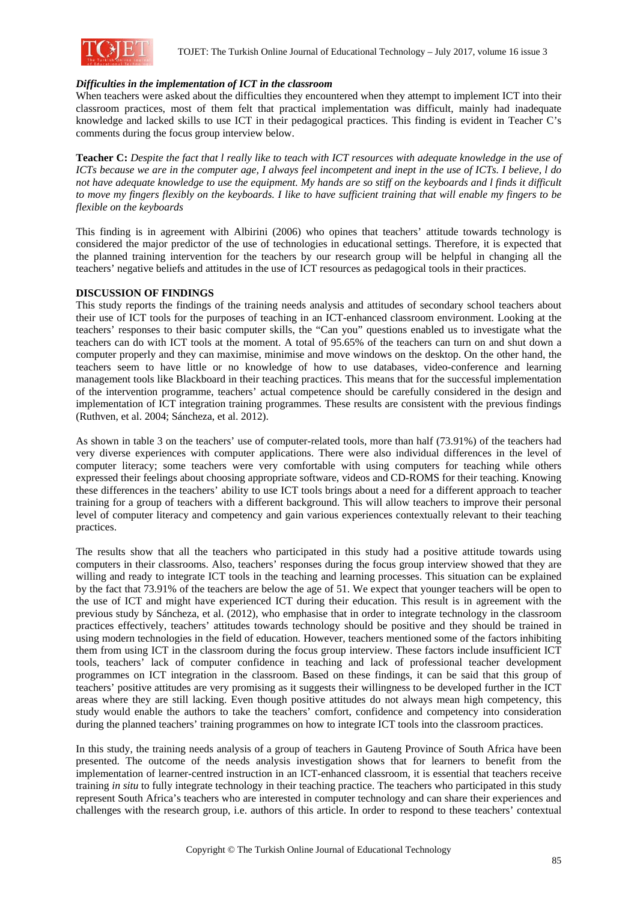***Difficulties in the implementation of ICT in the classroom***

When teachers were asked about the difficulties they encountered when they attempt to implement ICT into their classroom practices, most of them felt that practical implementation was difficult, mainly had inadequate knowledge and lacked skills to use ICT in their pedagogical practices. This finding is evident in Teacher C's comments during the focus group interview below.

**Teacher C:** *Despite the fact that l really like to teach with ICT resources with adequate knowledge in the use of ICTs because we are in the computer age, I always feel incompetent and inept in the use of ICTs. I believe, l do not have adequate knowledge to use the equipment. My hands are so stiff on the keyboards and l finds it difficult to move my fingers flexibly on the keyboards. I like to have sufficient training that will enable my fingers to be flexible on the keyboards*

This finding is in agreement with Albirini (2006) who opines that teachers' attitude towards technology is considered the major predictor of the use of technologies in educational settings. Therefore, it is expected that the planned training intervention for the teachers by our research group will be helpful in changing all the teachers' negative beliefs and attitudes in the use of ICT resources as pedagogical tools in their practices.

**DISCUSSION OF FINDINGS**

This study reports the findings of the training needs analysis and attitudes of secondary school teachers about their use of ICT tools for the purposes of teaching in an ICT-enhanced classroom environment. Looking at the teachers' responses to their basic computer skills, the "Can you" questions enabled us to investigate what the teachers can do with ICT tools at the moment. A total of 95.65% of the teachers can turn on and shut down a computer properly and they can maximise, minimise and move windows on the desktop. On the other hand, the teachers seem to have little or no knowledge of how to use databases, video-conference and learning management tools like Blackboard in their teaching practices. This means that for the successful implementation of the intervention programme, teachers' actual competence should be carefully considered in the design and implementation of ICT integration training programmes. These results are consistent with the previous findings (Ruthven, et al. 2004; Sáncheza, et al. 2012).

As shown in table 3 on the teachers' use of computer-related tools, more than half (73.91%) of the teachers had very diverse experiences with computer applications. There were also individual differences in the level of computer literacy; some teachers were very comfortable with using computers for teaching while others expressed their feelings about choosing appropriate software, videos and CD-ROMS for their teaching. Knowing these differences in the teachers' ability to use ICT tools brings about a need for a different approach to teacher training for a group of teachers with a different background. This will allow teachers to improve their personal level of computer literacy and competency and gain various experiences contextually relevant to their teaching practices.

The results show that all the teachers who participated in this study had a positive attitude towards using computers in their classrooms. Also, teachers' responses during the focus group interview showed that they are willing and ready to integrate ICT tools in the teaching and learning processes. This situation can be explained by the fact that 73.91% of the teachers are below the age of 51. We expect that younger teachers will be open to the use of ICT and might have experienced ICT during their education. This result is in agreement with the previous study by Sáncheza, et al. (2012), who emphasise that in order to integrate technology in the classroom practices effectively, teachers' attitudes towards technology should be positive and they should be trained in using modern technologies in the field of education. However, teachers mentioned some of the factors inhibiting them from using ICT in the classroom during the focus group interview. These factors include insufficient ICT tools, teachers' lack of computer confidence in teaching and lack of professional teacher development programmes on ICT integration in the classroom. Based on these findings, it can be said that this group of teachers' positive attitudes are very promising as it suggests their willingness to be developed further in the ICT areas where they are still lacking. Even though positive attitudes do not always mean high competency, this study would enable the authors to take the teachers' comfort, confidence and competency into consideration during the planned teachers' training programmes on how to integrate ICT tools into the classroom practices.

In this study, the training needs analysis of a group of teachers in Gauteng Province of South Africa have been presented. The outcome of the needs analysis investigation shows that for learners to benefit from the implementation of learner-centred instruction in an ICT-enhanced classroom, it is essential that teachers receive training *in situ* to fully integrate technology in their teaching practice. The teachers who participated in this study represent South Africa's teachers who are interested in computer technology and can share their experiences and challenges with the research group, i.e. authors of this article. In order to respond to these teachers' contextual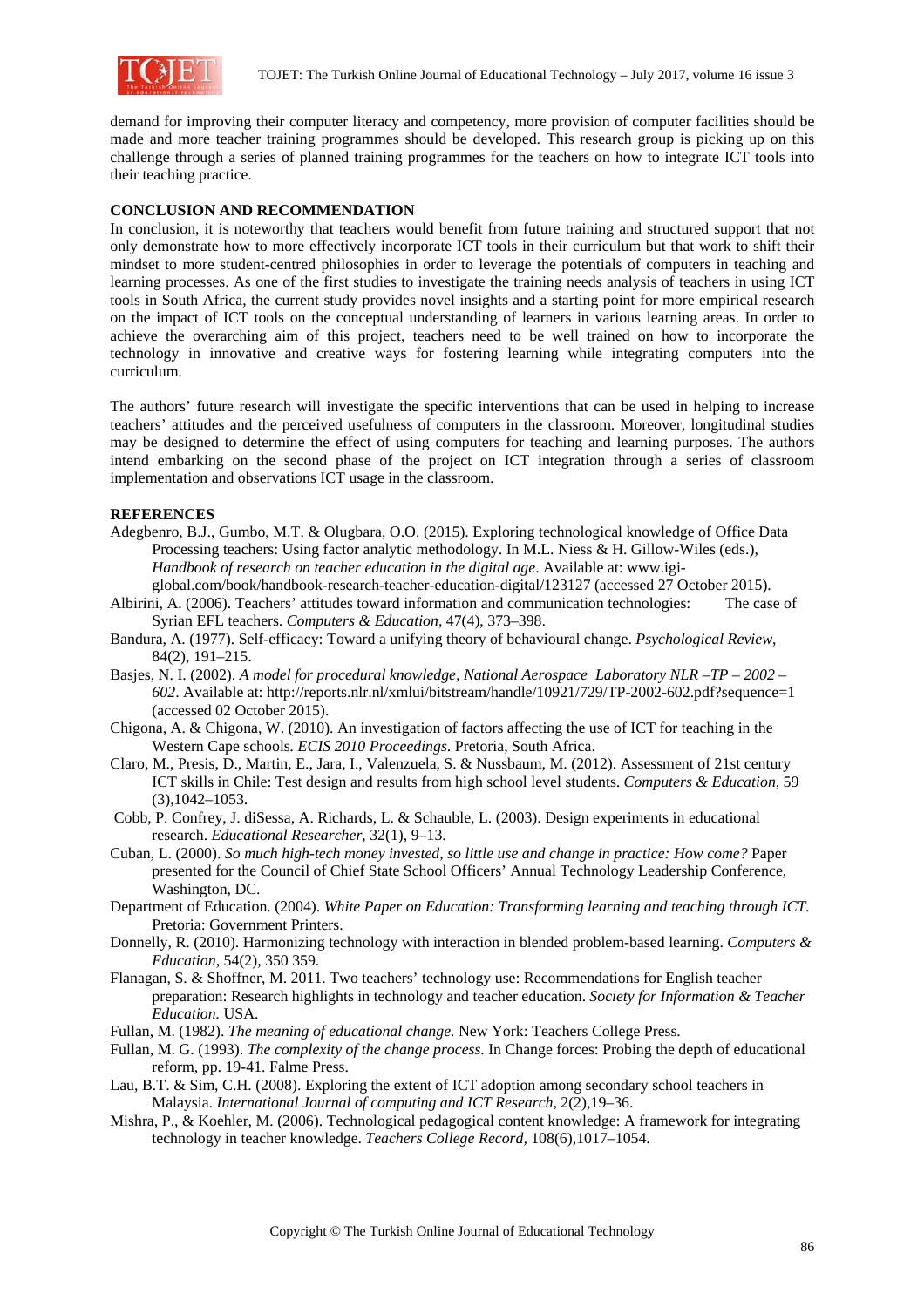demand for improving their computer literacy and competency, more provision of computer facilities should be made and more teacher training programmes should be developed. This research group is picking up on this challenge through a series of planned training programmes for the teachers on how to integrate ICT tools into their teaching practice.

## CONCLUSION AND RECOMMENDATION

In conclusion, it is noteworthy that teachers would benefit from future training and structured support that not only demonstrate how to more effectively incorporate ICT tools in their curriculum but that work to shift their mindset to more student-centred philosophies in order to leverage the potentials of computers in teaching and learning processes. As one of the first studies to investigate the training needs analysis of teachers in using ICT tools in South Africa, the current study provides novel insights and a starting point for more empirical research on the impact of ICT tools on the conceptual understanding of learners in various learning areas. In order to achieve the overarching aim of this project, teachers need to be well trained on how to incorporate the technology in innovative and creative ways for fostering learning while integrating computers into the curriculum.

The authors' future research will investigate the specific interventions that can be used in helping to increase teachers' attitudes and the perceived usefulness of computers in the classroom. Moreover, longitudinal studies may be designed to determine the effect of using computers for teaching and learning purposes. The authors intend embarking on the second phase of the project on ICT integration through a series of classroom implementation and observations ICT usage in the classroom.

## REFERENCES

Adegbenro, B.J., Gumbo, M.T. & Olugbara, O.O. (2015). Exploring technological knowledge of Office Data Processing teachers: Using factor analytic methodology. In M.L. Niess & H. Gillow-Wiles (eds.), *Handbook of research on teacher education in the digital age*. Available at: www.igi-global.com/book/handbook-research-teacher-education-digital/123127 (accessed 27 October 2015).

Albirini, A. (2006). Teachers' attitudes toward information and communication technologies: The case of Syrian EFL teachers. *Computers & Education*, 47(4), 373–398.

Bandura, A. (1977). Self-efficacy: Toward a unifying theory of behavioural change. *Psychological Review*, 84(2), 191–215.

Basjes, N. I. (2002). *A model for procedural knowledge, National Aerospace Laboratory NLR –TP – 2002 – 602*. Available at: http://reports.nlr.nl/xmlui/bitstream/handle/10921/729/TP-2002-602.pdf?sequence=1 (accessed 02 October 2015).

Chigona, A. & Chigona, W. (2010). An investigation of factors affecting the use of ICT for teaching in the Western Cape schools. *ECIS 2010 Proceedings*. Pretoria, South Africa.

Claro, M., Presis, D., Martin, E., Jara, I., Valenzuela, S. & Nussbaum, M. (2012). Assessment of 21st century ICT skills in Chile: Test design and results from high school level students. *Computers & Education*, 59 (3),1042–1053.

Cobb, P. Confrey, J. diSessa, A. Richards, L. & Schauble, L. (2003). Design experiments in educational research. *Educational Researcher*, 32(1), 9–13.

Cuban, L. (2000). *So much high-tech money invested, so little use and change in practice: How come?* Paper presented for the Council of Chief State School Officers' Annual Technology Leadership Conference, Washington, DC.

Department of Education. (2004). *White Paper on Education: Transforming learning and teaching through ICT.* Pretoria: Government Printers.

Donnelly, R. (2010). Harmonizing technology with interaction in blended problem-based learning. *Computers & Education*, 54(2), 350 359.

Flanagan, S. & Shoffner, M. 2011. Two teachers' technology use: Recommendations for English teacher preparation: Research highlights in technology and teacher education. *Society for Information & Teacher Education.* USA.

Fullan, M. (1982). *The meaning of educational change.* New York: Teachers College Press.

Fullan, M. G. (1993). *The complexity of the change process.* In Change forces: Probing the depth of educational reform, pp. 19-41. Falme Press.

Lau, B.T. & Sim, C.H. (2008). Exploring the extent of ICT adoption among secondary school teachers in Malaysia. *International Journal of computing and ICT Research*, 2(2),19–36.

Mishra, P., & Koehler, M. (2006). Technological pedagogical content knowledge: A framework for integrating technology in teacher knowledge. *Teachers College Record*, 108(6),1017–1054.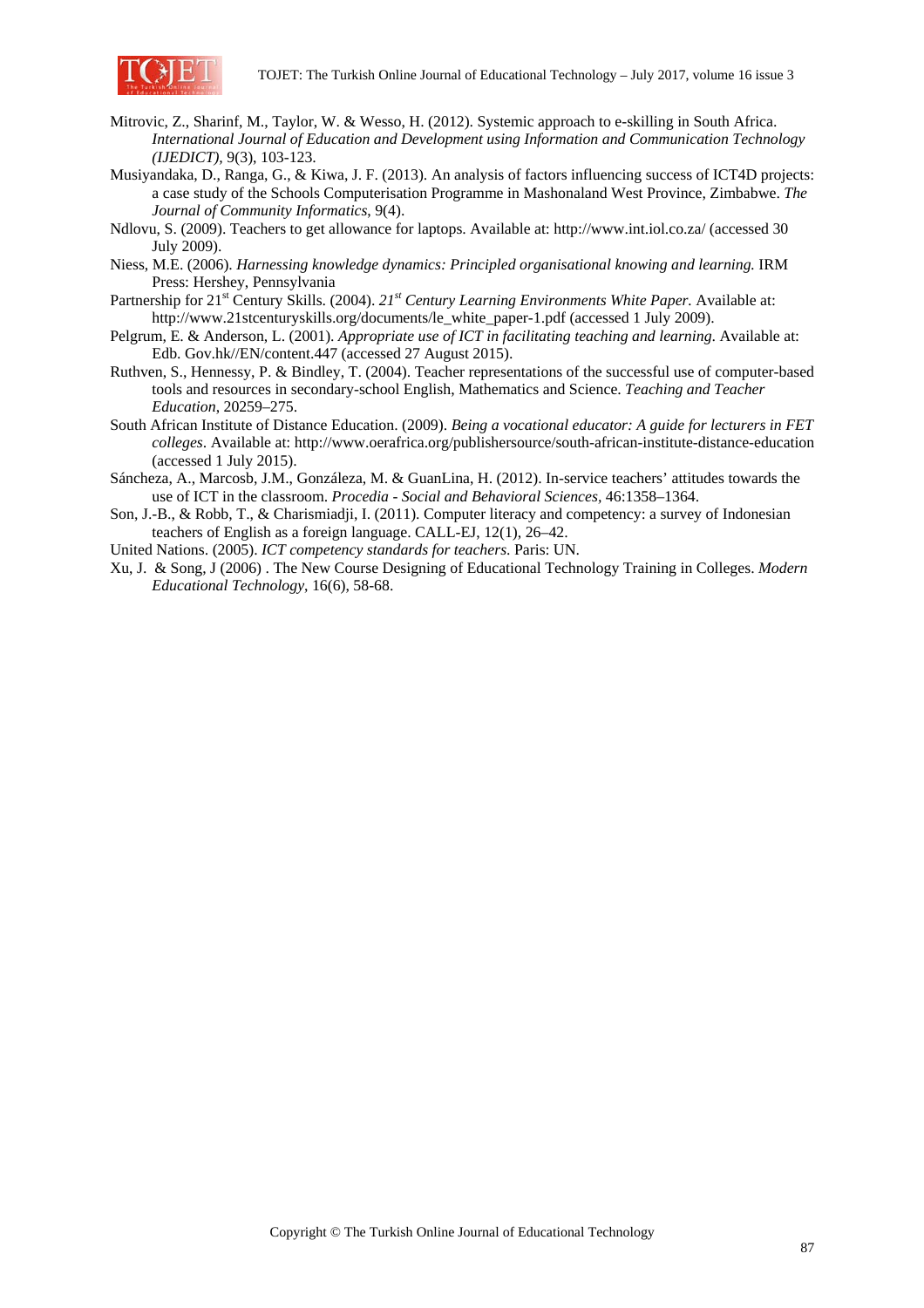Mitrovic, Z., Sharinf, M., Taylor, W. & Wesso, H. (2012). Systemic approach to e-skilling in South Africa. *International Journal of Education and Development using Information and Communication Technology (IJEDICT),* 9(3), 103-123.

Musiyandaka, D., Ranga, G., & Kiwa, J. F. (2013). An analysis of factors influencing success of ICT4D projects: a case study of the Schools Computerisation Programme in Mashonaland West Province, Zimbabwe. *The Journal of Community Informatics*, 9(4).

Ndlovu, S. (2009). Teachers to get allowance for laptops. Available at: http://www.int.iol.co.za/ (accessed 30 July 2009).

Niess, M.E. (2006). *Harnessing knowledge dynamics: Principled organisational knowing and learning.* IRM Press: Hershey, Pennsylvania

Partnership for 21st Century Skills. (2004). *21st Century Learning Environments White Paper.* Available at: http://www.21stcenturyskills.org/documents/le_white_paper-1.pdf (accessed 1 July 2009).

Pelgrum, E. & Anderson, L. (2001). *Appropriate use of ICT in facilitating teaching and learning*. Available at: Edb. Gov.hk//EN/content.447 (accessed 27 August 2015).

Ruthven, S., Hennessy, P. & Bindley, T. (2004). Teacher representations of the successful use of computer-based tools and resources in secondary-school English, Mathematics and Science. *Teaching and Teacher Education*, 20259–275.

South African Institute of Distance Education. (2009). *Being a vocational educator: A guide for lecturers in FET colleges*. Available at: http://www.oerafrica.org/publishersource/south-african-institute-distance-education (accessed 1 July 2015).

Sáncheza, A., Marcosb, J.M., Gonzáleza, M. & GuanLina, H. (2012). In-service teachers' attitudes towards the use of ICT in the classroom. *Procedia - Social and Behavioral Sciences*, 46:1358–1364.

Son, J.-B., & Robb, T., & Charismiadji, I. (2011). Computer literacy and competency: a survey of Indonesian teachers of English as a foreign language. CALL-EJ, 12(1), 26–42.

United Nations. (2005). *ICT competency standards for teachers.* Paris: UN.

Xu, J. & Song, J (2006) . The New Course Designing of Educational Technology Training in Colleges. *Modern Educational Technology*, 16(6), 58-68.